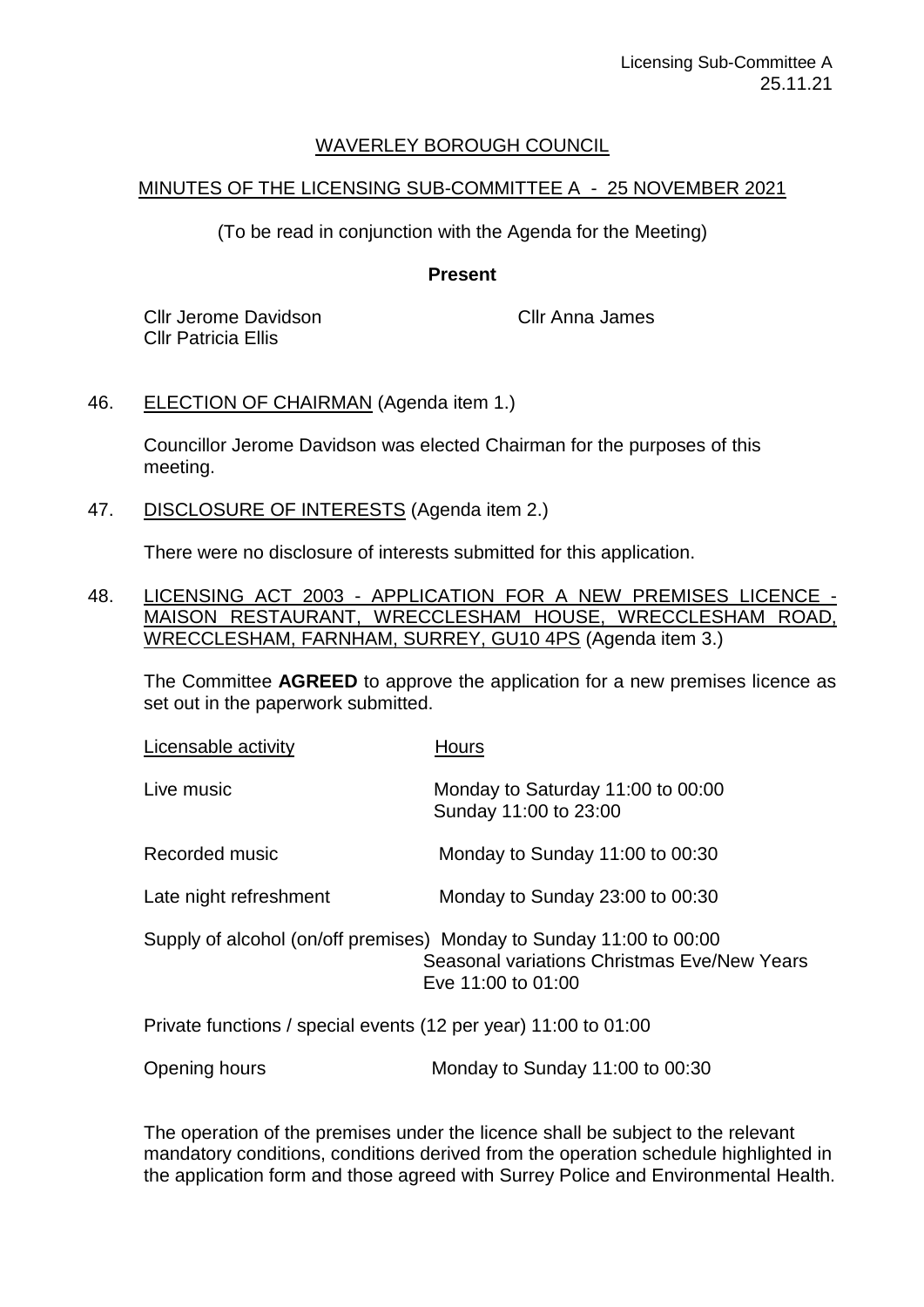# WAVERLEY BOROUGH COUNCIL

## MINUTES OF THE LICENSING SUB-COMMITTEE A - 25 NOVEMBER 2021

(To be read in conjunction with the Agenda for the Meeting)

**Present**

Cllr Jerome Davidson
Cllr Patricia Ellis
Cllr Anna James

46. ELECTION OF CHAIRMAN (Agenda item 1.)

Councillor Jerome Davidson was elected Chairman for the purposes of this meeting.

47. DISCLOSURE OF INTERESTS (Agenda item 2.)

There were no disclosure of interests submitted for this application.

48. LICENSING ACT 2003 - APPLICATION FOR A NEW PREMISES LICENCE - MAISON RESTAURANT, WRECCLESHAM HOUSE, WRECCLESHAM ROAD, WRECCLESHAM, FARNHAM, SURREY, GU10 4PS (Agenda item 3.)

The Committee **AGREED** to approve the application for a new premises licence as set out in the paperwork submitted.

| Licensable activity | Hours |
|---|---|
| Live music | Monday to Saturday 11:00 to 00:00<br>Sunday 11:00 to 23:00 |
| Recorded music | Monday to Sunday 11:00 to 00:30 |
| Late night refreshment | Monday to Sunday 23:00 to 00:30 |
| Supply of alcohol (on/off premises) | Monday to Sunday 11:00 to 00:00<br>Seasonal variations Christmas Eve/New Years Eve 11:00 to 01:00 |
| Private functions / special events (12 per year) | 11:00 to 01:00 |
| Opening hours | Monday to Sunday 11:00 to 00:30 |

The operation of the premises under the licence shall be subject to the relevant mandatory conditions, conditions derived from the operation schedule highlighted in the application form and those agreed with Surrey Police and Environmental Health.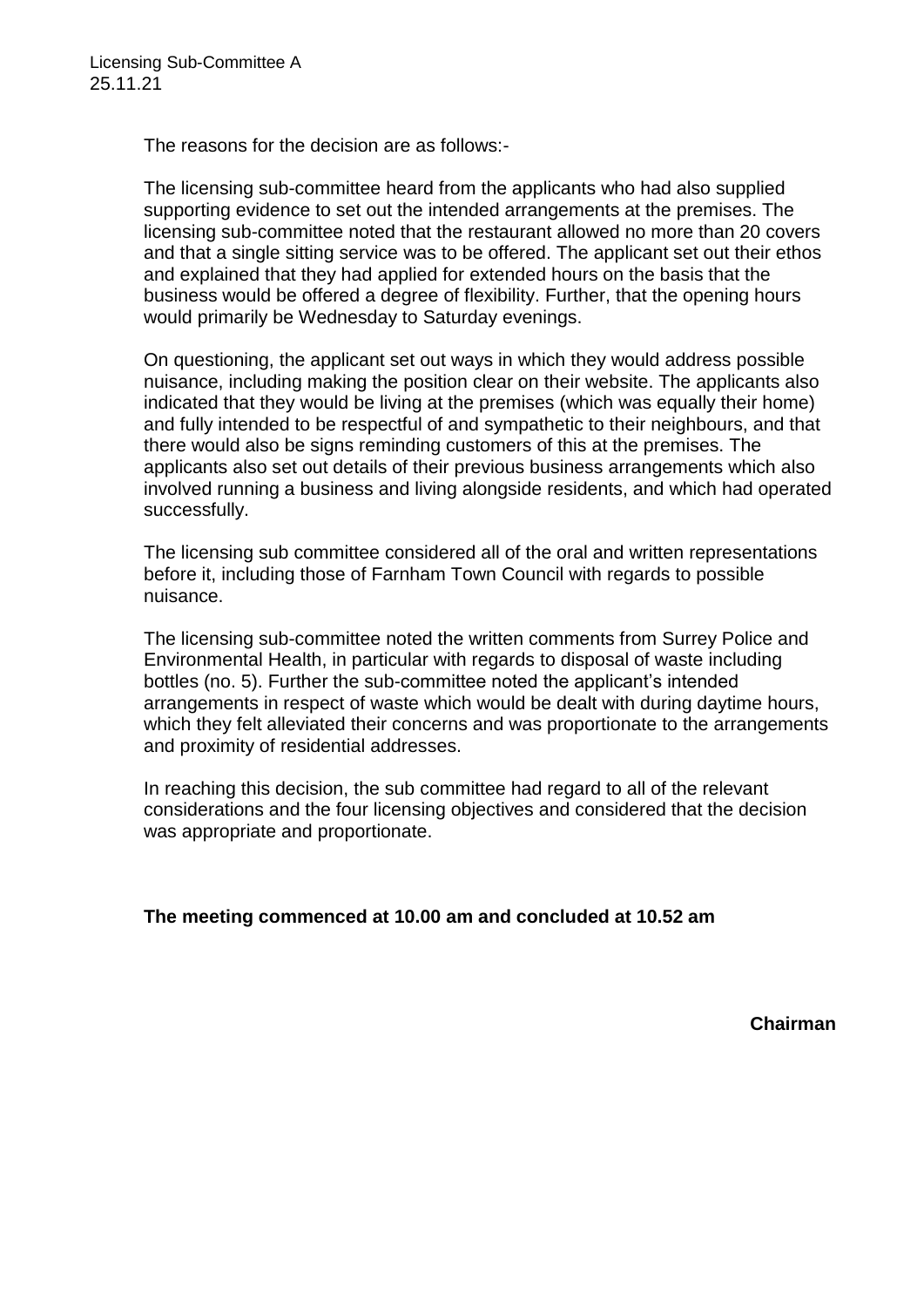The reasons for the decision are as follows:-

The licensing sub-committee heard from the applicants who had also supplied supporting evidence to set out the intended arrangements at the premises. The licensing sub-committee noted that the restaurant allowed no more than 20 covers and that a single sitting service was to be offered. The applicant set out their ethos and explained that they had applied for extended hours on the basis that the business would be offered a degree of flexibility. Further, that the opening hours would primarily be Wednesday to Saturday evenings.

On questioning, the applicant set out ways in which they would address possible nuisance, including making the position clear on their website. The applicants also indicated that they would be living at the premises (which was equally their home) and fully intended to be respectful of and sympathetic to their neighbours, and that there would also be signs reminding customers of this at the premises. The applicants also set out details of their previous business arrangements which also involved running a business and living alongside residents, and which had operated successfully.

The licensing sub committee considered all of the oral and written representations before it, including those of Farnham Town Council with regards to possible nuisance.

The licensing sub-committee noted the written comments from Surrey Police and Environmental Health, in particular with regards to disposal of waste including bottles (no. 5). Further the sub-committee noted the applicant's intended arrangements in respect of waste which would be dealt with during daytime hours, which they felt alleviated their concerns and was proportionate to the arrangements and proximity of residential addresses.

In reaching this decision, the sub committee had regard to all of the relevant considerations and the four licensing objectives and considered that the decision was appropriate and proportionate.

**The meeting commenced at 10.00 am and concluded at 10.52 am**

**Chairman**